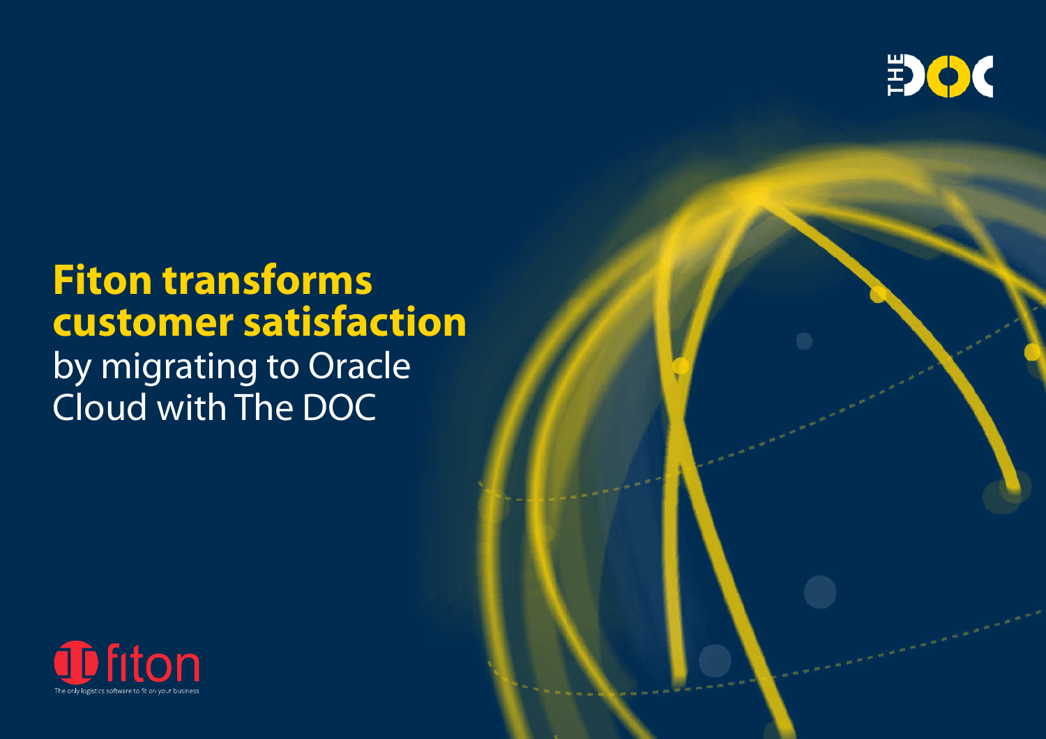# Fiton transforms customer satisfaction by migrating to Oracle Cloud with The DOC

fiton

The only logistics software to fit on your business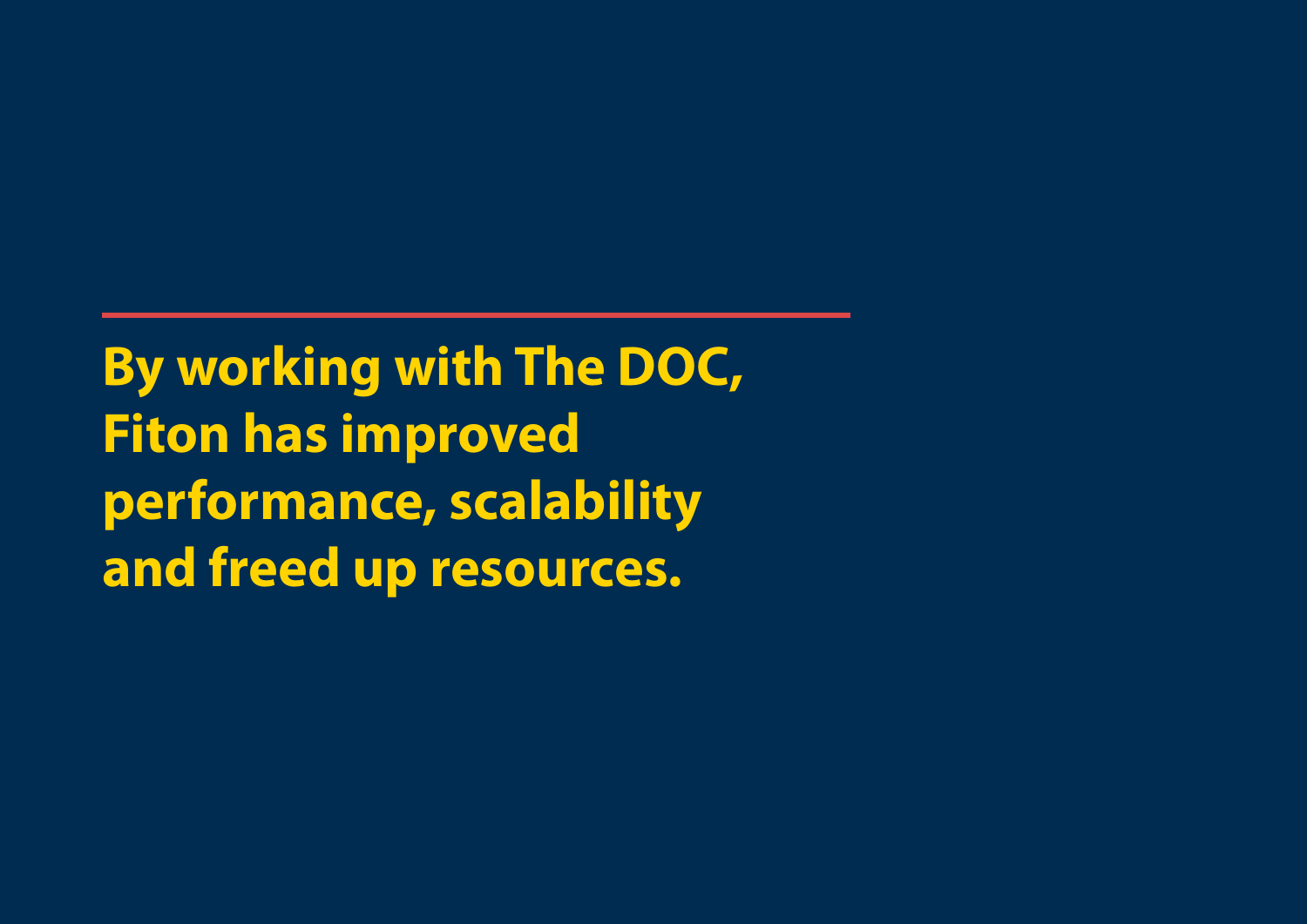**By working with The DOC, Fiton has improved performance, scalability and freed up resources.**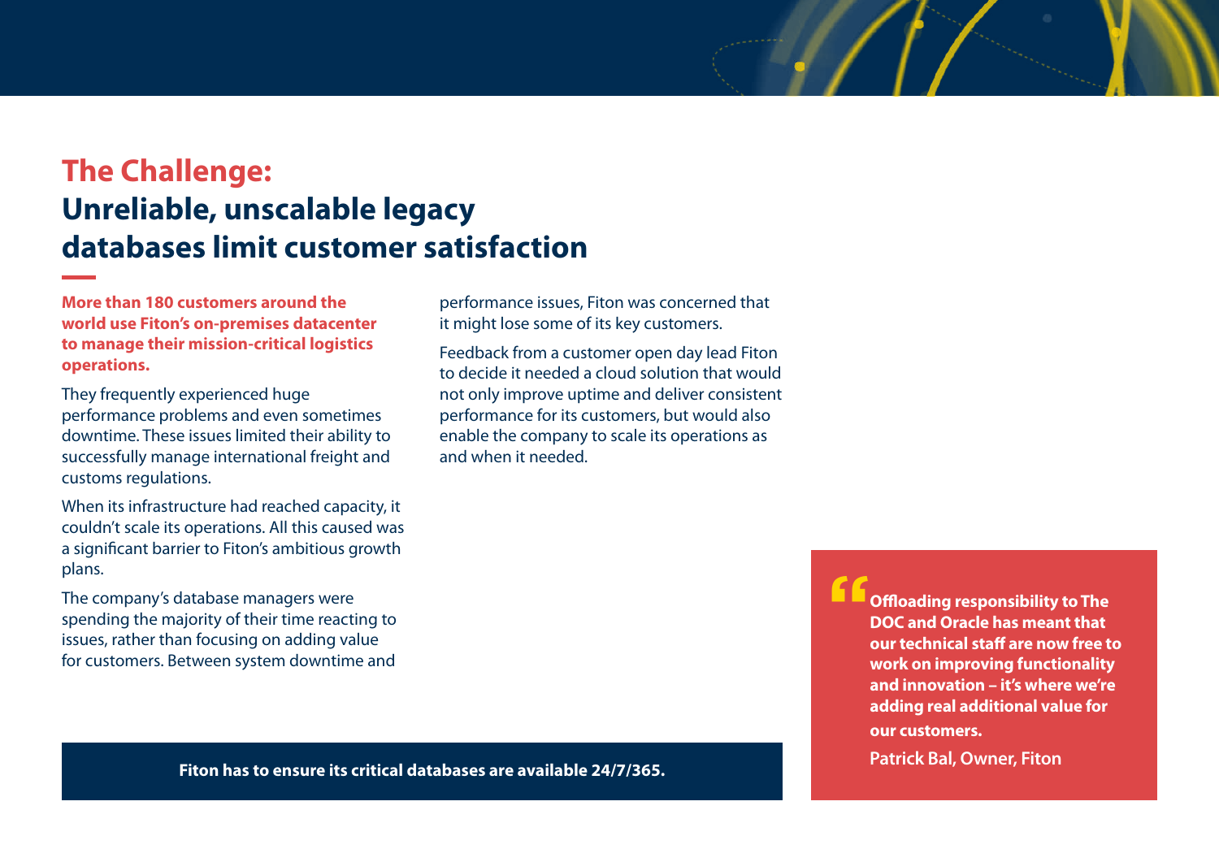## The Challenge:
## Unreliable, unscalable legacy databases limit customer satisfaction

**More than 180 customers around the world use Fiton's on-premises datacenter to manage their mission-critical logistics operations.**

They frequently experienced huge performance problems and even sometimes downtime. These issues limited their ability to successfully manage international freight and customs regulations.

When its infrastructure had reached capacity, it couldn't scale its operations. All this caused was a significant barrier to Fiton's ambitious growth plans.

The company's database managers were spending the majority of their time reacting to issues, rather than focusing on adding value for customers. Between system downtime and performance issues, Fiton was concerned that it might lose some of its key customers.

Feedback from a customer open day lead Fiton to decide it needed a cloud solution that would not only improve uptime and deliver consistent performance for its customers, but would also enable the company to scale its operations as and when it needed.

**Fiton has to ensure its critical databases are available 24/7/365.**

> **"Offloading responsibility to The DOC and Oracle has meant that our technical staff are now free to work on improving functionality and innovation – it's where we're adding real additional value for our customers.**
>
> **Patrick Bal, Owner, Fiton**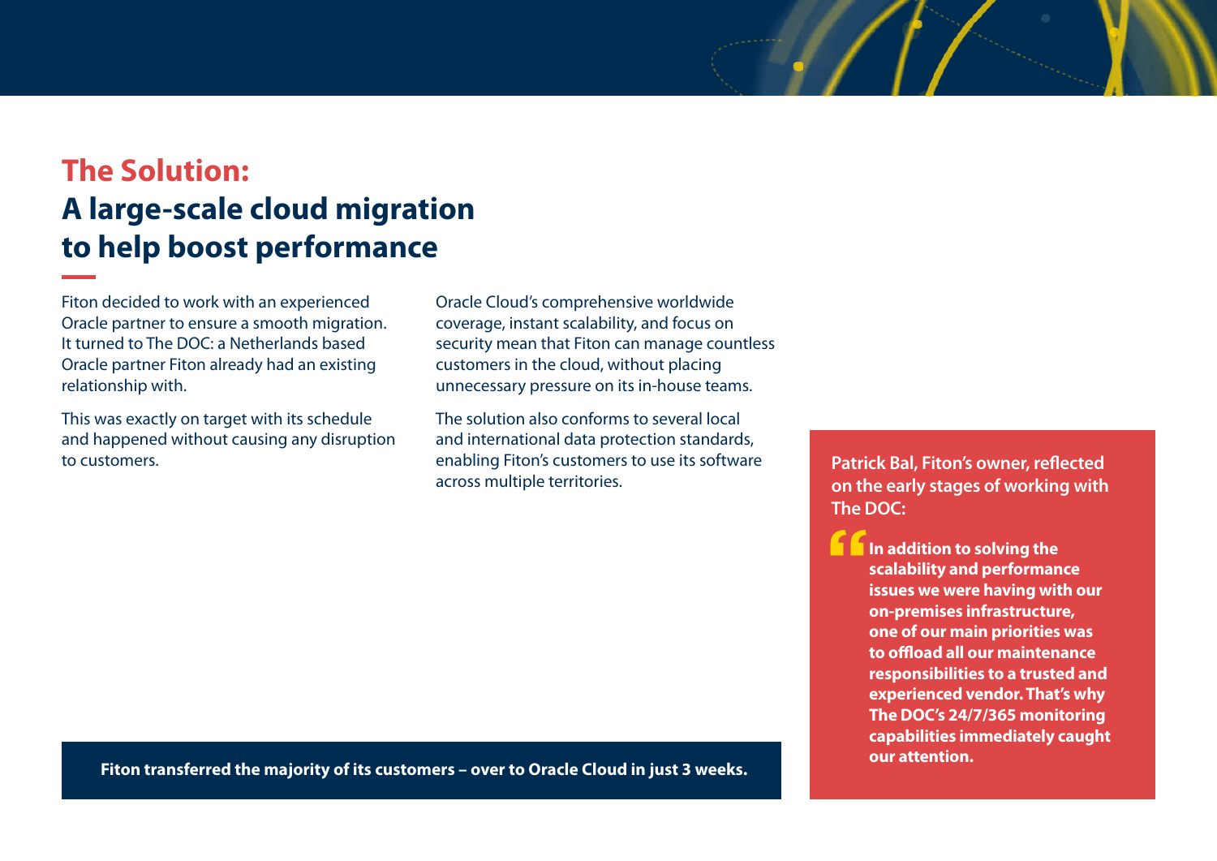## The Solution:
## A large-scale cloud migration to help boost performance

Fiton decided to work with an experienced Oracle partner to ensure a smooth migration. It turned to The DOC: a Netherlands based Oracle partner Fiton already had an existing relationship with.

This was exactly on target with its schedule and happened without causing any disruption to customers.

Oracle Cloud's comprehensive worldwide coverage, instant scalability, and focus on security mean that Fiton can manage countless customers in the cloud, without placing unnecessary pressure on its in-house teams.

The solution also conforms to several local and international data protection standards, enabling Fiton's customers to use its software across multiple territories.

**Fiton transferred the majority of its customers – over to Oracle Cloud in just 3 weeks.**

**Patrick Bal, Fiton's owner, reflected on the early stages of working with The DOC:**

> **"In addition to solving the scalability and performance issues we were having with our on-premises infrastructure, one of our main priorities was to offload all our maintenance responsibilities to a trusted and experienced vendor. That's why The DOC's 24/7/365 monitoring capabilities immediately caught our attention.**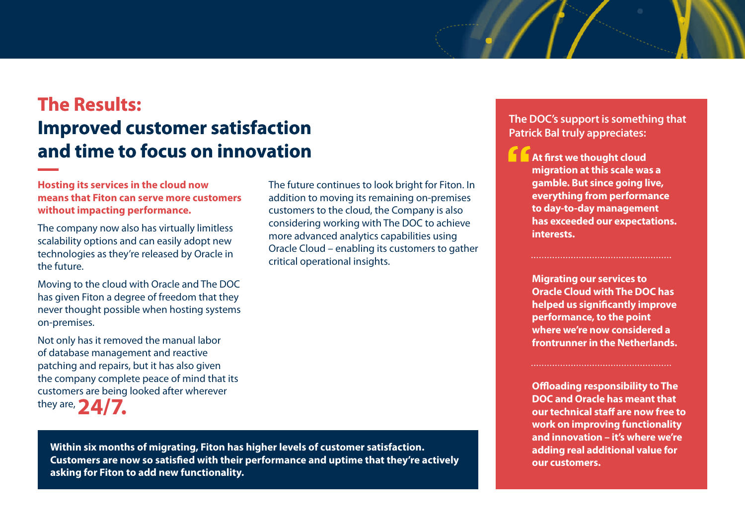## The Results:

## Improved customer satisfaction and time to focus on innovation

**Hosting its services in the cloud now means that Fiton can serve more customers without impacting performance.**

The company now also has virtually limitless scalability options and can easily adopt new technologies as they're released by Oracle in the future.

Moving to the cloud with Oracle and The DOC has given Fiton a degree of freedom that they never thought possible when hosting systems on-premises.

Not only has it removed the manual labor of database management and reactive patching and repairs, but it has also given the company complete peace of mind that its customers are being looked after wherever they are, **24/7.**

The future continues to look bright for Fiton. In addition to moving its remaining on-premises customers to the cloud, the Company is also considering working with The DOC to achieve more advanced analytics capabilities using Oracle Cloud – enabling its customers to gather critical operational insights.

**Within six months of migrating, Fiton has higher levels of customer satisfaction. Customers are now so satisfied with their performance and uptime that they're actively asking for Fiton to add new functionality.**

**The DOC's support is something that Patrick Bal truly appreciates:**

> **"At first we thought cloud migration at this scale was a gamble. But since going live, everything from performance to day-to-day management has exceeded our expectations. interests.**

> **Migrating our services to Oracle Cloud with The DOC has helped us significantly improve performance, to the point where we're now considered a frontrunner in the Netherlands.**

> **Offloading responsibility to The DOC and Oracle has meant that our technical staff are now free to work on improving functionality and innovation – it's where we're adding real additional value for our customers.**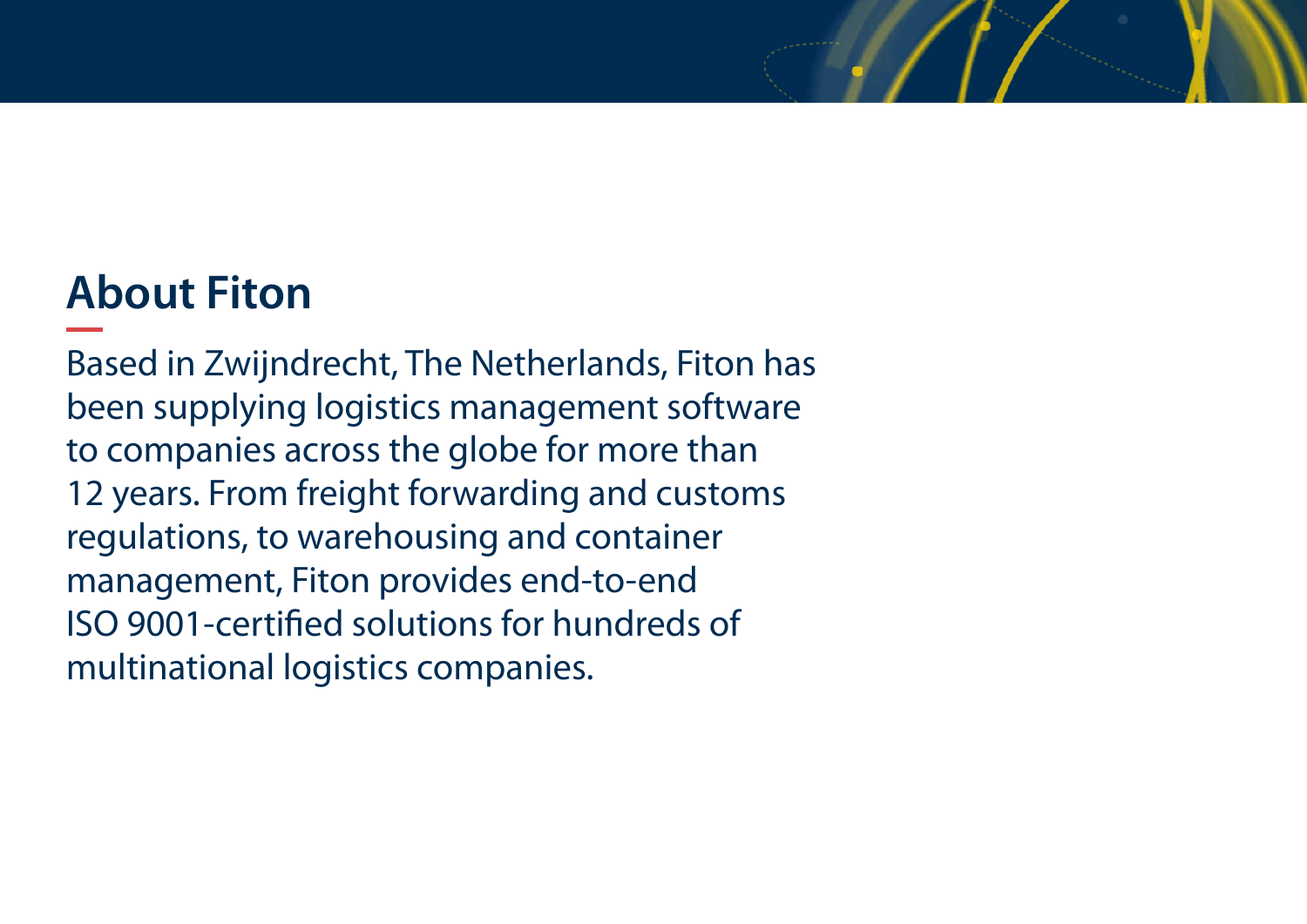## About Fiton

Based in Zwijndrecht, The Netherlands, Fiton has been supplying logistics management software to companies across the globe for more than 12 years. From freight forwarding and customs regulations, to warehousing and container management, Fiton provides end-to-end ISO 9001-certified solutions for hundreds of multinational logistics companies.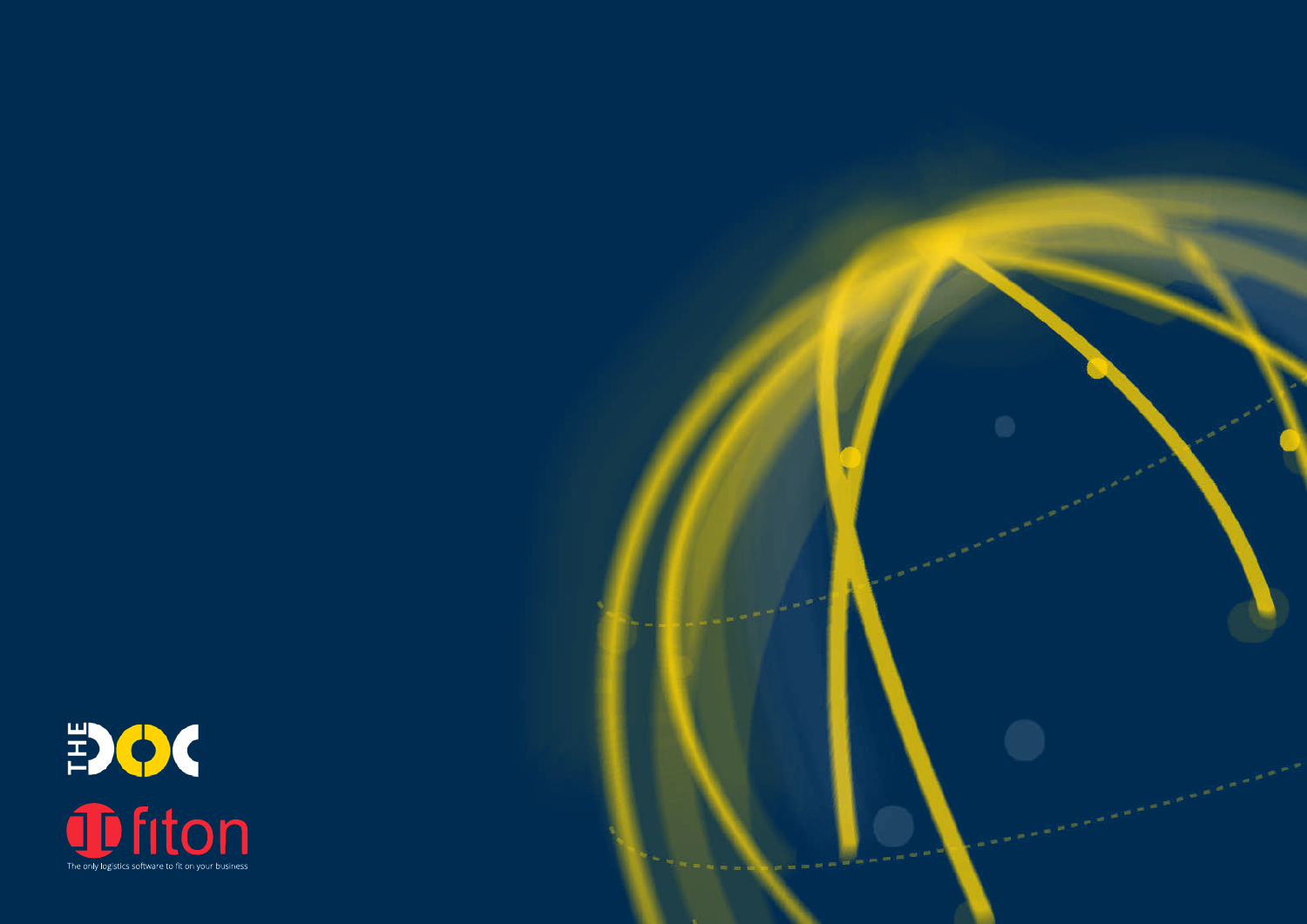THE DOC

fiton

The only logistics software to fit on your business